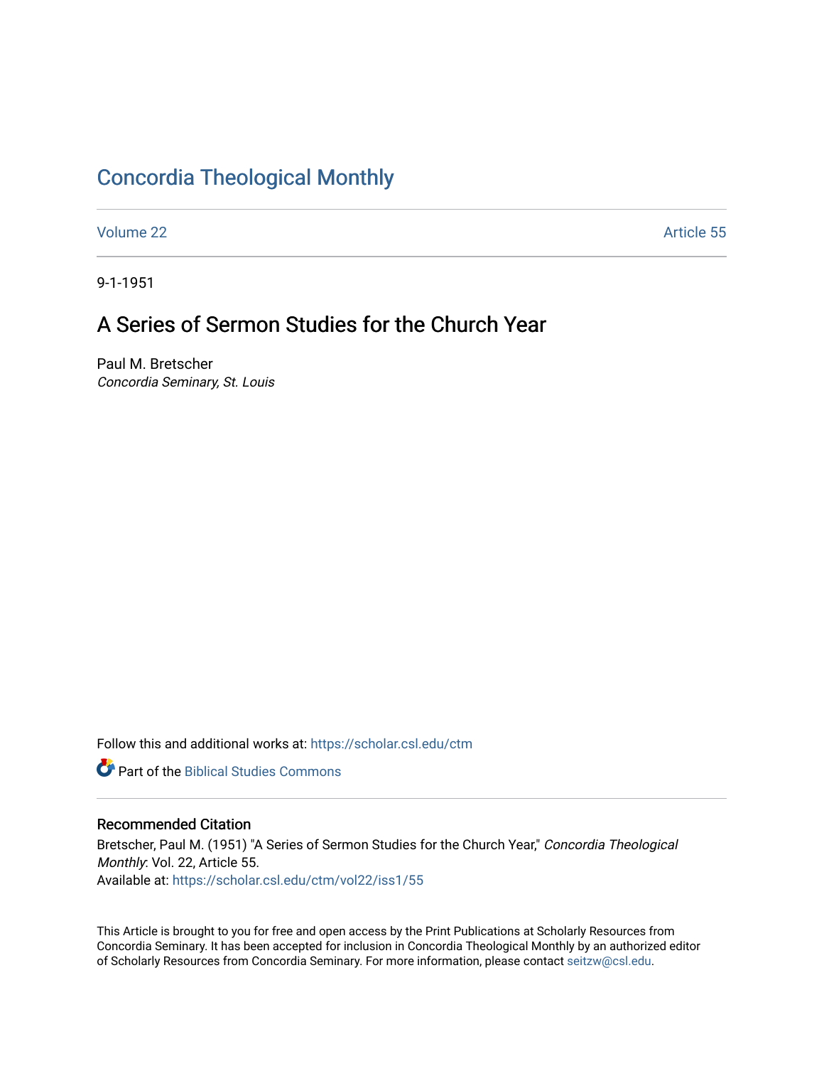# Concordia Theological Monthly

Volume 22 Article 55

9-1-1951

## A Series of Sermon Studies for the Church Year

Paul M. Bretscher
*Concordia Seminary, St. Louis*

Follow this and additional works at: https://scholar.csl.edu/ctm

Part of the Biblical Studies Commons

### Recommended Citation

Bretscher, Paul M. (1951) "A Series of Sermon Studies for the Church Year," *Concordia Theological Monthly*: Vol. 22, Article 55.
Available at: https://scholar.csl.edu/ctm/vol22/iss1/55

This Article is brought to you for free and open access by the Print Publications at Scholarly Resources from Concordia Seminary. It has been accepted for inclusion in Concordia Theological Monthly by an authorized editor of Scholarly Resources from Concordia Seminary. For more information, please contact seitzw@csl.edu.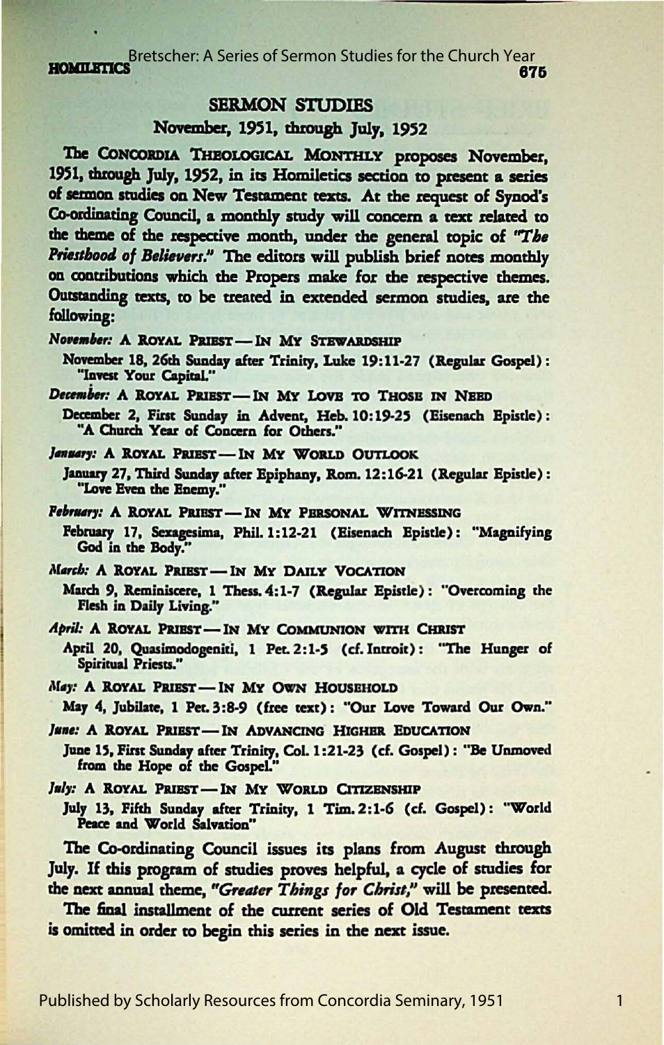## SERMON STUDIES

### November, 1951, through July, 1952

The CONCORDIA THEOLOGICAL MONTHLY proposes November, 1951, through July, 1952, in its Homiletics section to present a series of sermon studies on New Testament texts. At the request of Synod's Co-ordinating Council, a monthly study will concern a text related to the theme of the respective month, under the general topic of *"The Priesthood of Believers."* The editors will publish brief notes monthly on contributions which the Propers make for the respective themes. Outstanding texts, to be treated in extended sermon studies, are the following:

*November:* A ROYAL PRIEST — IN MY STEWARDSHIP

November 18, 26th Sunday after Trinity, Luke 19:11-27 (Regular Gospel): "Invest Your Capital."

*December:* A ROYAL PRIEST — IN MY LOVE TO THOSE IN NEED

December 2, First Sunday in Advent, Heb. 10:19-25 (Eisenach Epistle): "A Church Year of Concern for Others."

*January:* A ROYAL PRIEST — IN MY WORLD OUTLOOK

January 27, Third Sunday after Epiphany, Rom. 12:16-21 (Regular Epistle): "Love Even the Enemy."

*February:* A ROYAL PRIEST — IN MY PERSONAL WITNESSING

February 17, Sexagesima, Phil. 1:12-21 (Eisenach Epistle): "Magnifying God in the Body."

*March:* A ROYAL PRIEST — IN MY DAILY VOCATION

March 9, Reminiscere, 1 Thess. 4:1-7 (Regular Epistle): "Overcoming the Flesh in Daily Living."

*April:* A ROYAL PRIEST — IN MY COMMUNION WITH CHRIST

April 20, Quasimodogeniti, 1 Pet. 2:1-5 (cf. Introit): "The Hunger of Spiritual Priests."

*May:* A ROYAL PRIEST — IN MY OWN HOUSEHOLD

May 4, Jubilate, 1 Pet. 3:8-9 (free text): "Our Love Toward Our Own."

*June:* A ROYAL PRIEST — IN ADVANCING HIGHER EDUCATION

June 15, First Sunday after Trinity, Col. 1:21-23 (cf. Gospel): "Be Unmoved from the Hope of the Gospel."

*July:* A ROYAL PRIEST — IN MY WORLD CITIZENSHIP

July 13, Fifth Sunday after Trinity, 1 Tim. 2:1-6 (cf. Gospel): "World Peace and World Salvation"

The Co-ordinating Council issues its plans from August through July. If this program of studies proves helpful, a cycle of studies for the next annual theme, *"Greater Things for Christ,"* will be presented.

The final installment of the current series of Old Testament texts is omitted in order to begin this series in the next issue.